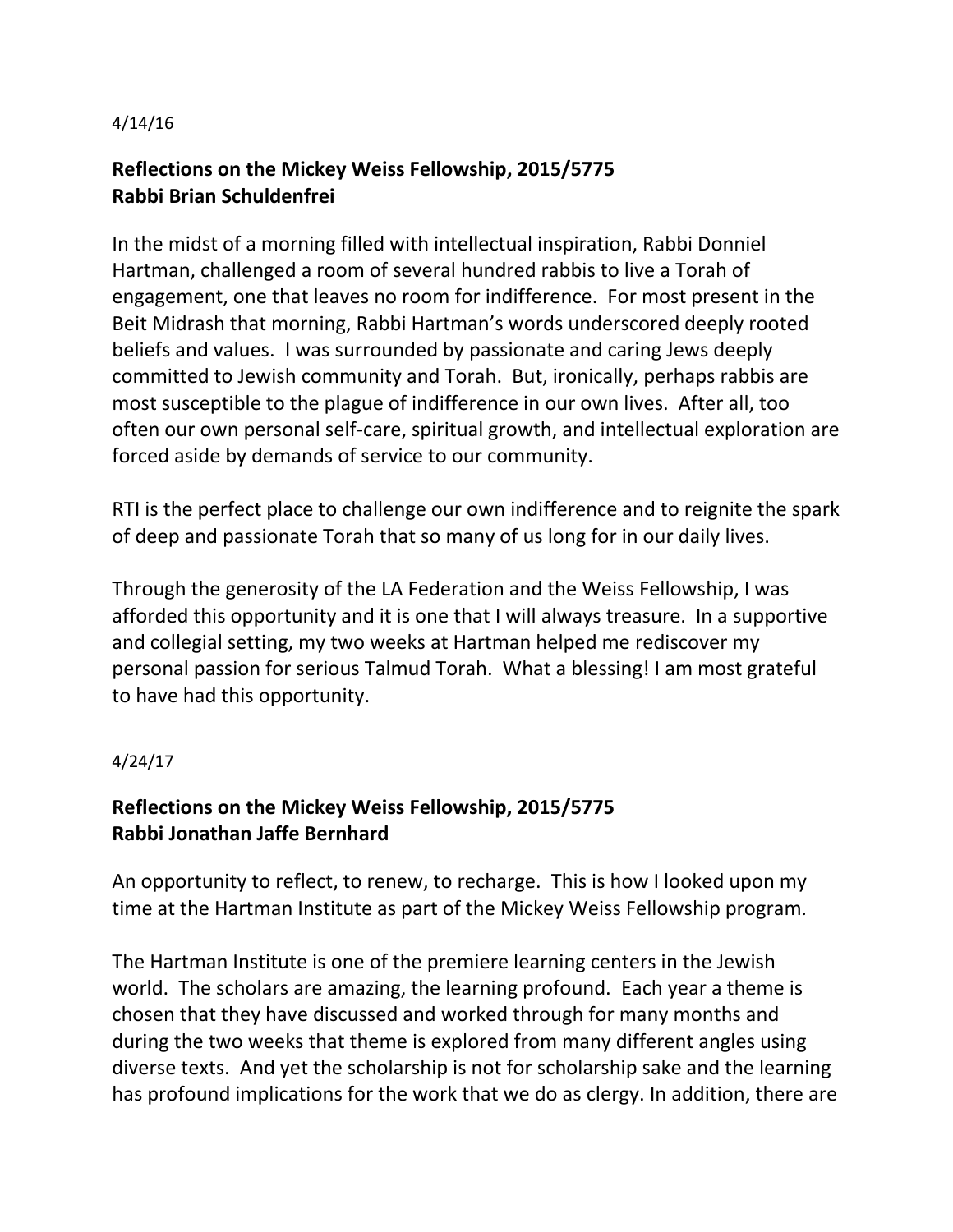4/14/16

**Reflections on the Mickey Weiss Fellowship, 2015/5775**
**Rabbi Brian Schuldenfrei**

In the midst of a morning filled with intellectual inspiration, Rabbi Donniel Hartman, challenged a room of several hundred rabbis to live a Torah of engagement, one that leaves no room for indifference. For most present in the Beit Midrash that morning, Rabbi Hartman's words underscored deeply rooted beliefs and values. I was surrounded by passionate and caring Jews deeply committed to Jewish community and Torah. But, ironically, perhaps rabbis are most susceptible to the plague of indifference in our own lives. After all, too often our own personal self-care, spiritual growth, and intellectual exploration are forced aside by demands of service to our community.

RTI is the perfect place to challenge our own indifference and to reignite the spark of deep and passionate Torah that so many of us long for in our daily lives.

Through the generosity of the LA Federation and the Weiss Fellowship, I was afforded this opportunity and it is one that I will always treasure. In a supportive and collegial setting, my two weeks at Hartman helped me rediscover my personal passion for serious Talmud Torah. What a blessing! I am most grateful to have had this opportunity.

4/24/17

**Reflections on the Mickey Weiss Fellowship, 2015/5775**
**Rabbi Jonathan Jaffe Bernhard**

An opportunity to reflect, to renew, to recharge. This is how I looked upon my time at the Hartman Institute as part of the Mickey Weiss Fellowship program.

The Hartman Institute is one of the premiere learning centers in the Jewish world. The scholars are amazing, the learning profound. Each year a theme is chosen that they have discussed and worked through for many months and during the two weeks that theme is explored from many different angles using diverse texts. And yet the scholarship is not for scholarship sake and the learning has profound implications for the work that we do as clergy. In addition, there are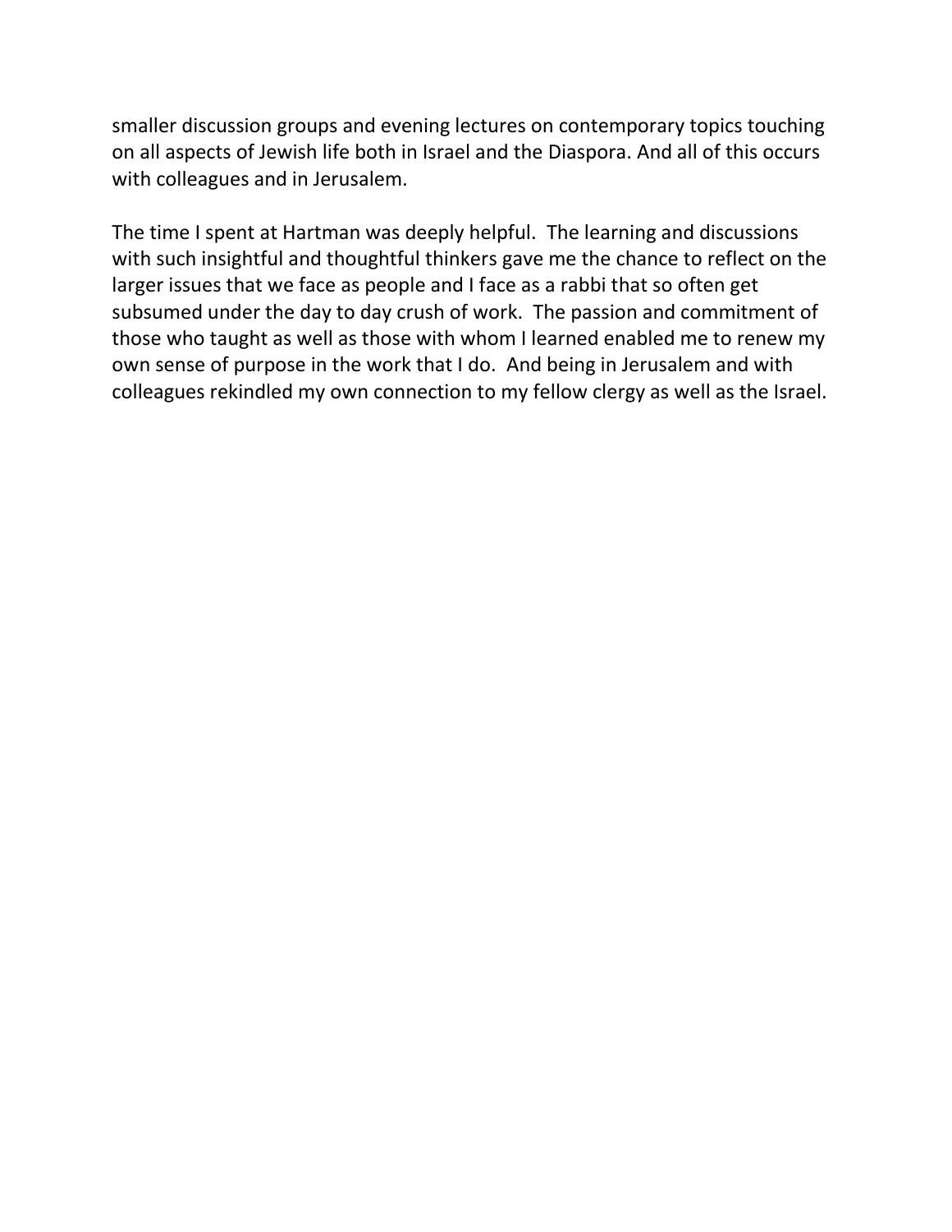smaller discussion groups and evening lectures on contemporary topics touching on all aspects of Jewish life both in Israel and the Diaspora. And all of this occurs with colleagues and in Jerusalem.

The time I spent at Hartman was deeply helpful. The learning and discussions with such insightful and thoughtful thinkers gave me the chance to reflect on the larger issues that we face as people and I face as a rabbi that so often get subsumed under the day to day crush of work. The passion and commitment of those who taught as well as those with whom I learned enabled me to renew my own sense of purpose in the work that I do. And being in Jerusalem and with colleagues rekindled my own connection to my fellow clergy as well as the Israel.